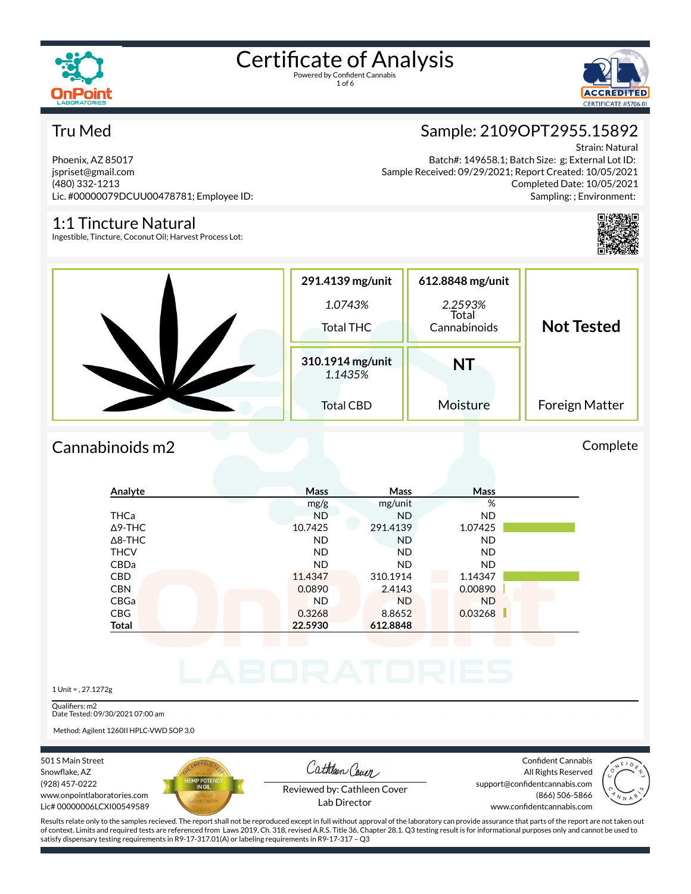# Certificate of Analysis

Powered by Confident Cannabis

## Tru Med

Phoenix, AZ 85017
jspriset@gmail.com
(480) 332-1213
Lic. #00000079DCUU00478781; Employee ID:

## Sample: 2109OPT2955.15892

Strain: Natural
Batch#: 149658.1; Batch Size: g; External Lot ID:
Sample Received: 09/29/2021; Report Created: 10/05/2021
Completed Date: 10/05/2021
Sampling: ; Environment:

## 1:1 Tincture Natural

Ingestible, Tincture, Coconut Oil; Harvest Process Lot:

| Total THC | Total Cannabinoids | Foreign Matter |
|---|---|---|
| **291.4139 mg/unit** | **612.8848 mg/unit** | **Not Tested** |
| *1.0743%* | *2.2593%* | |

| Total CBD | Moisture |
|---|---|
| **310.1914 mg/unit** | **NT** |
| *1.1435%* | |

## Cannabinoids m2

Complete

| Analyte | Mass mg/g | Mass mg/unit | Mass % |
|---|---|---|---|
| THCa | ND | ND | ND |
| Δ9-THC | 10.7425 | 291.4139 | 1.07425 |
| Δ8-THC | ND | ND | ND |
| THCV | ND | ND | ND |
| CBDa | ND | ND | ND |
| CBD | 11.4347 | 310.1914 | 1.14347 |
| CBN | 0.0890 | 2.4143 | 0.00890 |
| CBGa | ND | ND | ND |
| CBG | 0.3268 | 8.8652 | 0.03268 |
| **Total** | **22.5930** | **612.8848** | |

1 Unit = , 27.1272g

Qualifiers: m2
Date Tested: 09/30/2021 07:00 am

Method: Agilent 1260II HPLC-VWD SOP 3.0

501 S Main Street
Snowflake, AZ
(928) 457-0222
www.onpointlaboratories.com
Lic# 00000006LCXI00549589

Reviewed by: Cathleen Cover
Lab Director

Confident Cannabis
All Rights Reserved
support@confidentcannabis.com
(866) 506-5866
www.confidentcannabis.com

Results relate only to the samples recieved. The report shall not be reproduced except in full without approval of the laboratory can provide assurance that parts of the report are not taken out of context. Limits and required tests are referenced from Laws 2019, Ch. 318, revised A.R.S. Title 36, Chapter 28.1. Q3 testing result is for informational purposes only and cannot be used to satisfy dispensary testing requirements in R9-17-317.01(A) or labeling requirements in R9-17-317 – Q3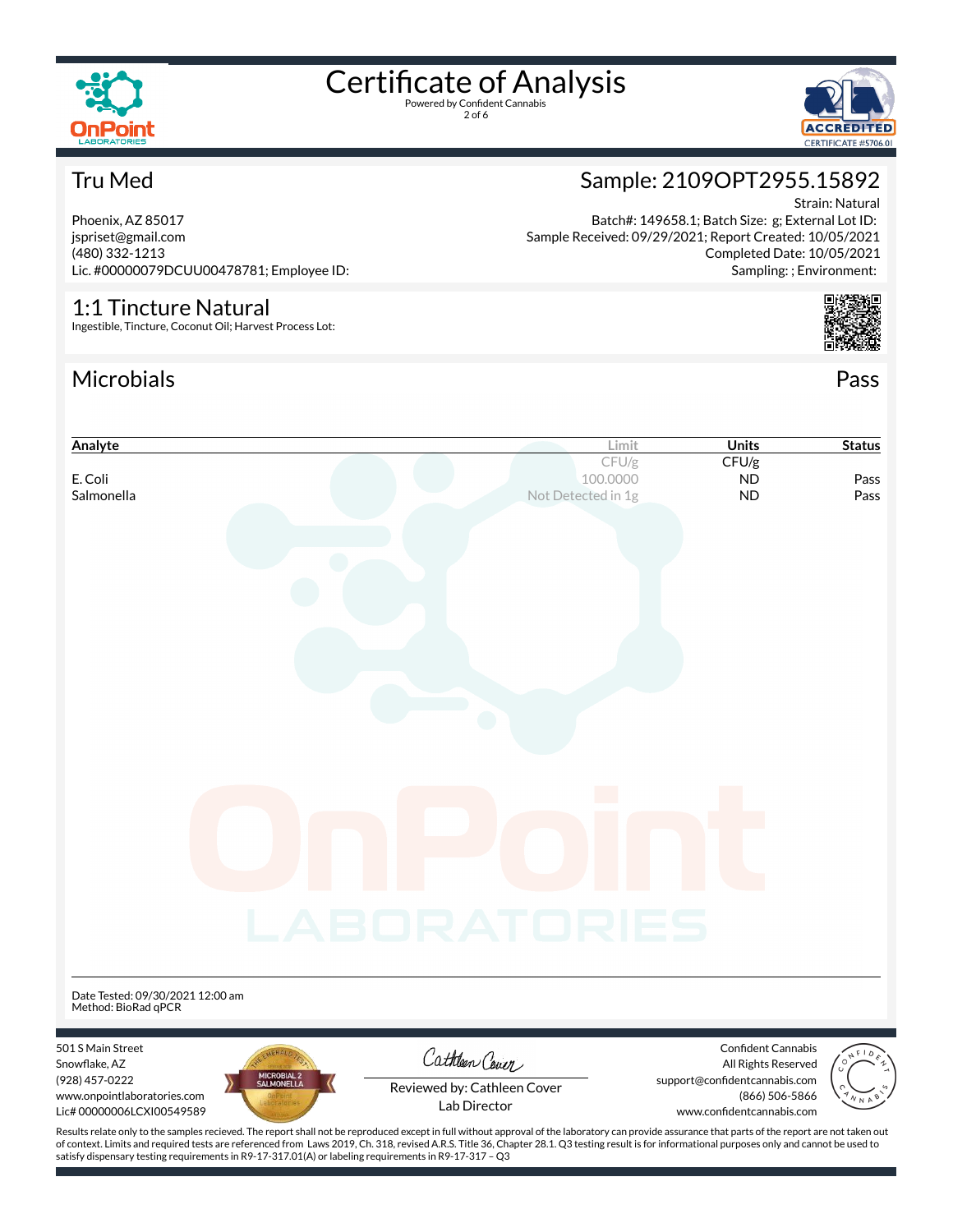# Certificate of Analysis

Powered by Confident Cannabis

## Tru Med

Phoenix, AZ 85017
jspriset@gmail.com
(480) 332-1213
Lic. #00000079DCUU00478781; Employee ID:

## Sample: 2109OPT2955.15892

Strain: Natural
Batch#: 149658.1; Batch Size: g; External Lot ID:
Sample Received: 09/29/2021; Report Created: 10/05/2021
Completed Date: 10/05/2021
Sampling: ; Environment:

## 1:1 Tincture Natural

Ingestible, Tincture, Coconut Oil; Harvest Process Lot:

## Microbials

Pass

| Analyte | Limit | Units | Status |
|---|---|---|---|
| | CFU/g | CFU/g | |
| E. Coli | 100.0000 | ND | Pass |
| Salmonella | Not Detected in 1g | ND | Pass |

Date Tested: 09/30/2021 12:00 am
Method: BioRad qPCR

501 S Main Street
Snowflake, AZ
(928) 457-0222
www.onpointlaboratories.com
Lic# 00000006LCXI00549589

Reviewed by: Cathleen Cover
Lab Director

Confident Cannabis
All Rights Reserved
support@confidentcannabis.com
(866) 506-5866
www.confidentcannabis.com

Results relate only to the samples recieved. The report shall not be reproduced except in full without approval of the laboratory can provide assurance that parts of the report are not taken out of context. Limits and required tests are referenced from Laws 2019, Ch. 318, revised A.R.S. Title 36, Chapter 28.1. Q3 testing result is for informational purposes only and cannot be used to satisfy dispensary testing requirements in R9-17-317.01(A) or labeling requirements in R9-17-317 – Q3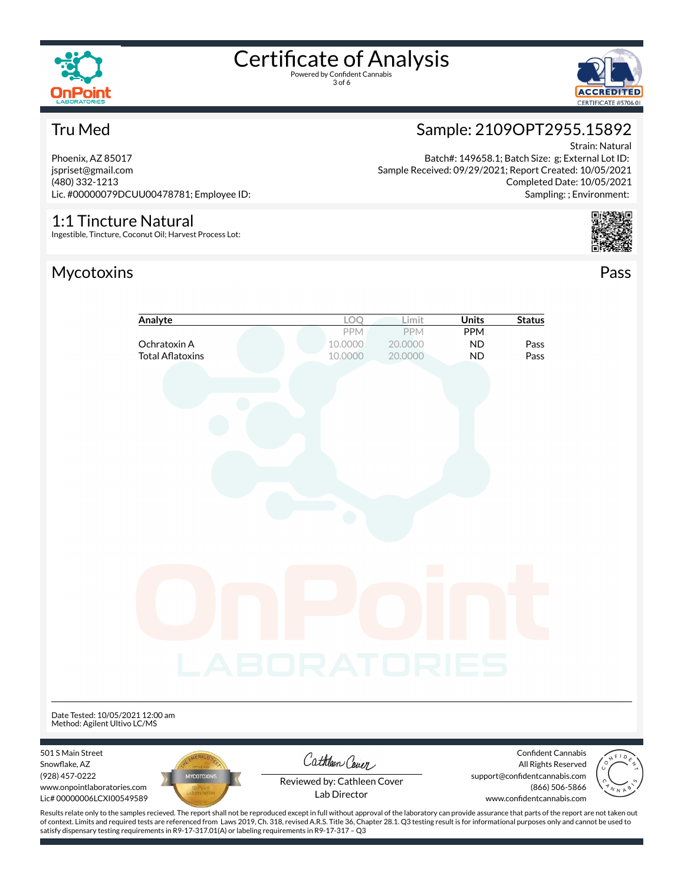# Certificate of Analysis

Powered by Confident Cannabis

## Tru Med

Phoenix, AZ 85017
jspriset@gmail.com
(480) 332-1213
Lic. #00000079DCUU00478781; Employee ID:

## Sample: 2109OPT2955.15892

Strain: Natural
Batch#: 149658.1; Batch Size: g; External Lot ID:
Sample Received: 09/29/2021; Report Created: 10/05/2021
Completed Date: 10/05/2021
Sampling: ; Environment:

## 1:1 Tincture Natural

Ingestible, Tincture, Coconut Oil; Harvest Process Lot:

## Mycotoxins

Pass

| Analyte | LOQ | Limit | Units | Status |
|---|---|---|---|---|
| | PPM | PPM | PPM | |
| Ochratoxin A | 10.0000 | 20.0000 | ND | Pass |
| Total Aflatoxins | 10.0000 | 20.0000 | ND | Pass |

Date Tested: 10/05/2021 12:00 am
Method: Agilent Ultivo LC/MS

501 S Main Street
Snowflake, AZ
(928) 457-0222
www.onpointlaboratories.com
Lic# 00000006LCXI00549589

Reviewed by: Cathleen Cover
Lab Director

Confident Cannabis
All Rights Reserved
support@confidentcannabis.com
(866) 506-5866
www.confidentcannabis.com

Results relate only to the samples recieved. The report shall not be reproduced except in full without approval of the laboratory can provide assurance that parts of the report are not taken out of context. Limits and required tests are referenced from Laws 2019, Ch. 318, revised A.R.S. Title 36, Chapter 28.1. Q3 testing result is for informational purposes only and cannot be used to satisfy dispensary testing requirements in R9-17-317.01(A) or labeling requirements in R9-17-317 – Q3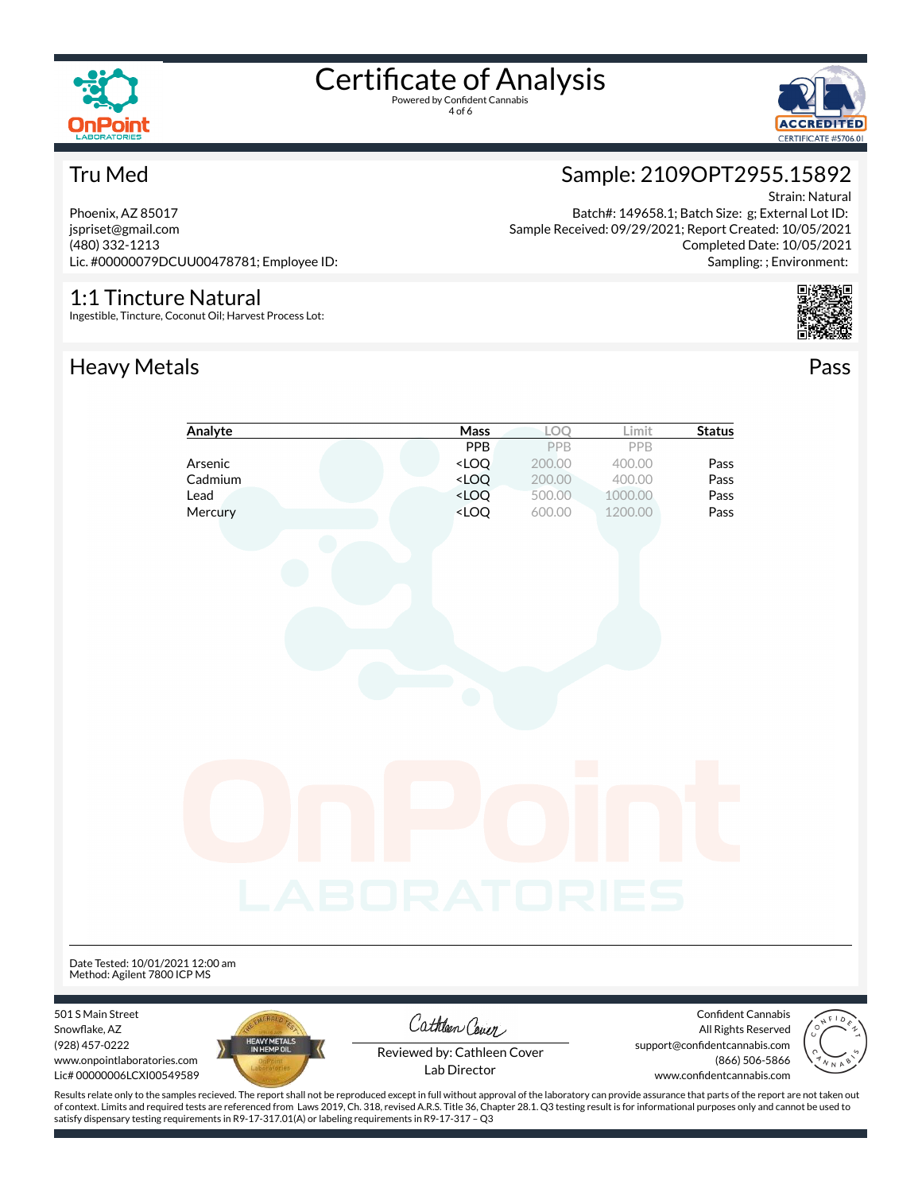# Certificate of Analysis

Powered by Confident Cannabis

## Tru Med

Phoenix, AZ 85017
jspriset@gmail.com
(480) 332-1213
Lic. #00000079DCUU00478781; Employee ID:

## Sample: 2109OPT2955.15892

Strain: Natural
Batch#: 149658.1; Batch Size: g; External Lot ID:
Sample Received: 09/29/2021; Report Created: 10/05/2021
Completed Date: 10/05/2021
Sampling: ; Environment:

## 1:1 Tincture Natural

Ingestible, Tincture, Coconut Oil; Harvest Process Lot:

## Heavy Metals

Pass

| Analyte | Mass | LOQ | Limit | Status |
|---|---|---|---|---|
| | PPB | PPB | PPB | |
| Arsenic | <LOQ | 200.00 | 400.00 | Pass |
| Cadmium | <LOQ | 200.00 | 400.00 | Pass |
| Lead | <LOQ | 500.00 | 1000.00 | Pass |
| Mercury | <LOQ | 600.00 | 1200.00 | Pass |

Date Tested: 10/01/2021 12:00 am
Method: Agilent 7800 ICP MS

501 S Main Street
Snowflake, AZ
(928) 457-0222
www.onpointlaboratories.com
Lic# 00000006LCXI00549589

Reviewed by: Cathleen Cover
Lab Director

Confident Cannabis
All Rights Reserved
support@confidentcannabis.com
(866) 506-5866
www.confidentcannabis.com

Results relate only to the samples recieved. The report shall not be reproduced except in full without approval of the laboratory can provide assurance that parts of the report are not taken out of context. Limits and required tests are referenced from Laws 2019, Ch. 318, revised A.R.S. Title 36, Chapter 28.1. Q3 testing result is for informational purposes only and cannot be used to satisfy dispensary testing requirements in R9-17-317.01(A) or labeling requirements in R9-17-317 – Q3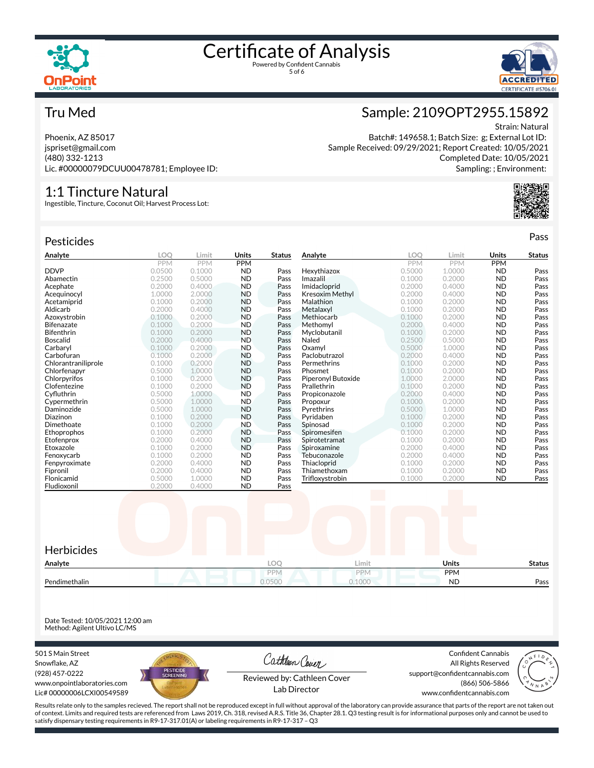# Certificate of Analysis

Powered by Confident Cannabis

## Tru Med

Phoenix, AZ 85017
jspriset@gmail.com
(480) 332-1213
Lic. #00000079DCUU00478781; Employee ID:

## Sample: 2109OPT2955.15892

Strain: Natural
Batch#: 149658.1; Batch Size: g; External Lot ID:
Sample Received: 09/29/2021; Report Created: 10/05/2021
Completed Date: 10/05/2021
Sampling: ; Environment:

## 1:1 Tincture Natural

Ingestible, Tincture, Coconut Oil; Harvest Process Lot:

### Pesticides

Pass

| Analyte | LOQ | Limit | Units | Status |
|---|---|---|---|---|
| | PPM | PPM | PPM | |
| DDVP | 0.0500 | 0.1000 | ND | Pass |
| Abamectin | 0.2500 | 0.5000 | ND | Pass |
| Acephate | 0.2000 | 0.4000 | ND | Pass |
| Acequinocyl | 1.0000 | 2.0000 | ND | Pass |
| Acetamiprid | 0.1000 | 0.2000 | ND | Pass |
| Aldicarb | 0.2000 | 0.4000 | ND | Pass |
| Azoxystrobin | 0.1000 | 0.2000 | ND | Pass |
| Bifenazate | 0.1000 | 0.2000 | ND | Pass |
| Bifenthrin | 0.1000 | 0.2000 | ND | Pass |
| Boscalid | 0.2000 | 0.4000 | ND | Pass |
| Carbaryl | 0.1000 | 0.2000 | ND | Pass |
| Carbofuran | 0.1000 | 0.2000 | ND | Pass |
| Chlorantraniliprole | 0.1000 | 0.2000 | ND | Pass |
| Chlorfenapyr | 0.5000 | 1.0000 | ND | Pass |
| Chlorpyrifos | 0.1000 | 0.2000 | ND | Pass |
| Clofentezine | 0.1000 | 0.2000 | ND | Pass |
| Cyfluthrin | 0.5000 | 1.0000 | ND | Pass |
| Cypermethrin | 0.5000 | 1.0000 | ND | Pass |
| Daminozide | 0.5000 | 1.0000 | ND | Pass |
| Diazinon | 0.1000 | 0.2000 | ND | Pass |
| Dimethoate | 0.1000 | 0.2000 | ND | Pass |
| Ethoprophos | 0.1000 | 0.2000 | ND | Pass |
| Etofenprox | 0.2000 | 0.4000 | ND | Pass |
| Etoxazole | 0.1000 | 0.2000 | ND | Pass |
| Fenoxycarb | 0.1000 | 0.2000 | ND | Pass |
| Fenpyroximate | 0.2000 | 0.4000 | ND | Pass |
| Fipronil | 0.2000 | 0.4000 | ND | Pass |
| Flonicamid | 0.5000 | 1.0000 | ND | Pass |
| Fludioxonil | 0.2000 | 0.4000 | ND | Pass |
| Hexythiazox | 0.5000 | 1.0000 | ND | Pass |
| Imazalil | 0.1000 | 0.2000 | ND | Pass |
| Imidacloprid | 0.2000 | 0.4000 | ND | Pass |
| Kresoxim Methyl | 0.2000 | 0.4000 | ND | Pass |
| Malathion | 0.1000 | 0.2000 | ND | Pass |
| Metalaxyl | 0.1000 | 0.2000 | ND | Pass |
| Methiocarb | 0.1000 | 0.2000 | ND | Pass |
| Methomyl | 0.2000 | 0.4000 | ND | Pass |
| Myclobutanil | 0.1000 | 0.2000 | ND | Pass |
| Naled | 0.2500 | 0.5000 | ND | Pass |
| Oxamyl | 0.5000 | 1.0000 | ND | Pass |
| Paclobutrazol | 0.2000 | 0.4000 | ND | Pass |
| Permethrins | 0.1000 | 0.2000 | ND | Pass |
| Phosmet | 0.1000 | 0.2000 | ND | Pass |
| Piperonyl Butoxide | 1.0000 | 2.0000 | ND | Pass |
| Prallethrin | 0.1000 | 0.2000 | ND | Pass |
| Propiconazole | 0.2000 | 0.4000 | ND | Pass |
| Propoxur | 0.1000 | 0.2000 | ND | Pass |
| Pyrethrins | 0.5000 | 1.0000 | ND | Pass |
| Pyridaben | 0.1000 | 0.2000 | ND | Pass |
| Spinosad | 0.1000 | 0.2000 | ND | Pass |
| Spiromesifen | 0.1000 | 0.2000 | ND | Pass |
| Spirotetramat | 0.1000 | 0.2000 | ND | Pass |
| Spiroxamine | 0.2000 | 0.4000 | ND | Pass |
| Tebuconazole | 0.2000 | 0.4000 | ND | Pass |
| Thiacloprid | 0.1000 | 0.2000 | ND | Pass |
| Thiamethoxam | 0.1000 | 0.2000 | ND | Pass |
| Trifloxystrobin | 0.1000 | 0.2000 | ND | Pass |

### Herbicides

| Analyte | LOQ | Limit | Units | Status |
|---|---|---|---|---|
| | PPM | PPM | PPM | |
| Pendimethalin | 0.0500 | 0.1000 | ND | Pass |

Date Tested: 10/05/2021 12:00 am
Method: Agilent Ultivo LC/MS

501 S Main Street
Snowflake, AZ
(928) 457-0222
www.onpointlaboratories.com
Lic# 00000006LCXI00549589

Reviewed by: Cathleen Cover
Lab Director

Confident Cannabis
All Rights Reserved
support@confidentcannabis.com
(866) 506-5866
www.confidentcannabis.com

Results relate only to the samples recieved. The report shall not be reproduced except in full without approval of the laboratory can provide assurance that parts of the report are not taken out of context. Limits and required tests are referenced from Laws 2019, Ch. 318, revised A.R.S. Title 36, Chapter 28.1. Q3 testing result is for informational purposes only and cannot be used to satisfy dispensary testing requirements in R9-17-317.01(A) or labeling requirements in R9-17-317 – Q3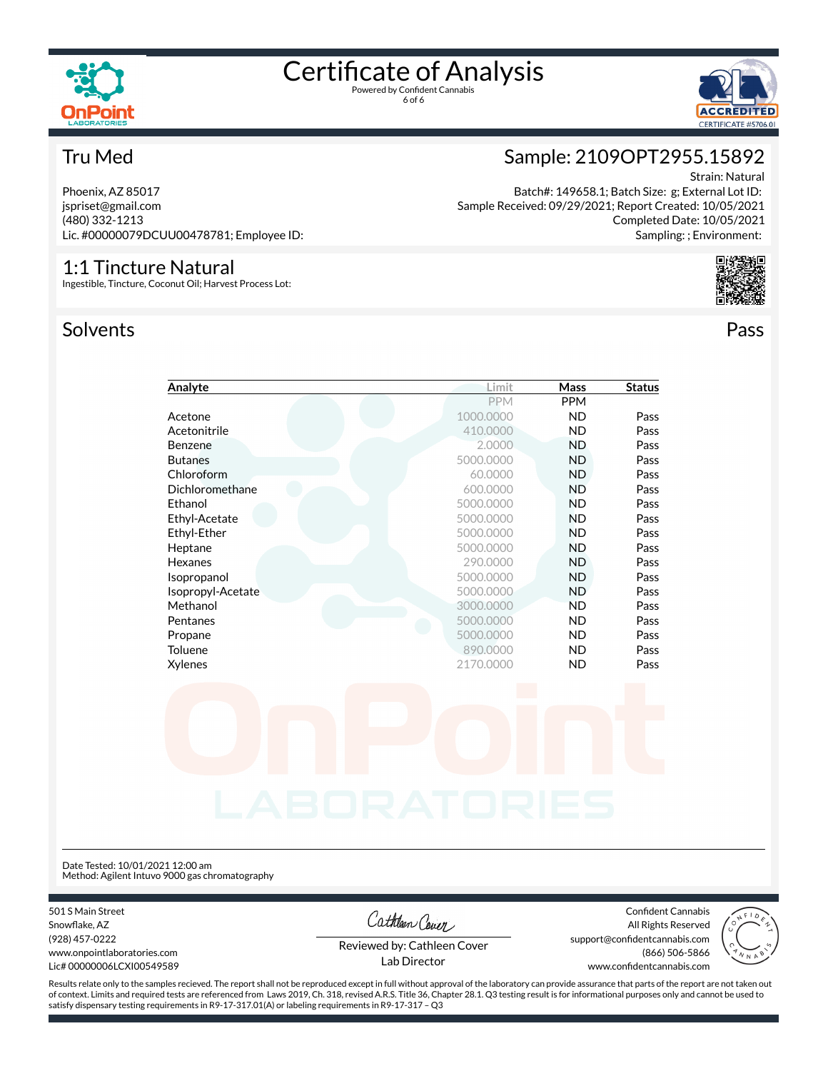# Certificate of Analysis

Powered by Confident Cannabis

## Tru Med

Phoenix, AZ 85017
jspriset@gmail.com
(480) 332-1213
Lic. #00000079DCUU00478781; Employee ID:

## Sample: 2109OPT2955.15892

Strain: Natural
Batch#: 149658.1; Batch Size: g; External Lot ID:
Sample Received: 09/29/2021; Report Created: 10/05/2021
Completed Date: 10/05/2021
Sampling: ; Environment:

## 1:1 Tincture Natural

Ingestible, Tincture, Coconut Oil; Harvest Process Lot:

## Solvents

Pass

| Analyte | Limit | Mass | Status |
|---|---|---|---|
| | PPM | PPM | |
| Acetone | 1000.0000 | ND | Pass |
| Acetonitrile | 410.0000 | ND | Pass |
| Benzene | 2.0000 | ND | Pass |
| Butanes | 5000.0000 | ND | Pass |
| Chloroform | 60.0000 | ND | Pass |
| Dichloromethane | 600.0000 | ND | Pass |
| Ethanol | 5000.0000 | ND | Pass |
| Ethyl-Acetate | 5000.0000 | ND | Pass |
| Ethyl-Ether | 5000.0000 | ND | Pass |
| Heptane | 5000.0000 | ND | Pass |
| Hexanes | 290.0000 | ND | Pass |
| Isopropanol | 5000.0000 | ND | Pass |
| Isopropyl-Acetate | 5000.0000 | ND | Pass |
| Methanol | 3000.0000 | ND | Pass |
| Pentanes | 5000.0000 | ND | Pass |
| Propane | 5000.0000 | ND | Pass |
| Toluene | 890.0000 | ND | Pass |
| Xylenes | 2170.0000 | ND | Pass |

Date Tested: 10/01/2021 12:00 am
Method: Agilent Intuvo 9000 gas chromatography

501 S Main Street
Snowflake, AZ
(928) 457-0222
www.onpointlaboratories.com
Lic# 00000006LCXI00549589

Reviewed by: Cathleen Cover
Lab Director

Confident Cannabis
All Rights Reserved
support@confidentcannabis.com
(866) 506-5866
www.confidentcannabis.com

Results relate only to the samples recieved. The report shall not be reproduced except in full without approval of the laboratory can provide assurance that parts of the report are not taken out of context. Limits and required tests are referenced from Laws 2019, Ch. 318, revised A.R.S. Title 36, Chapter 28.1. Q3 testing result is for informational purposes only and cannot be used to satisfy dispensary testing requirements in R9-17-317.01(A) or labeling requirements in R9-17-317 – Q3